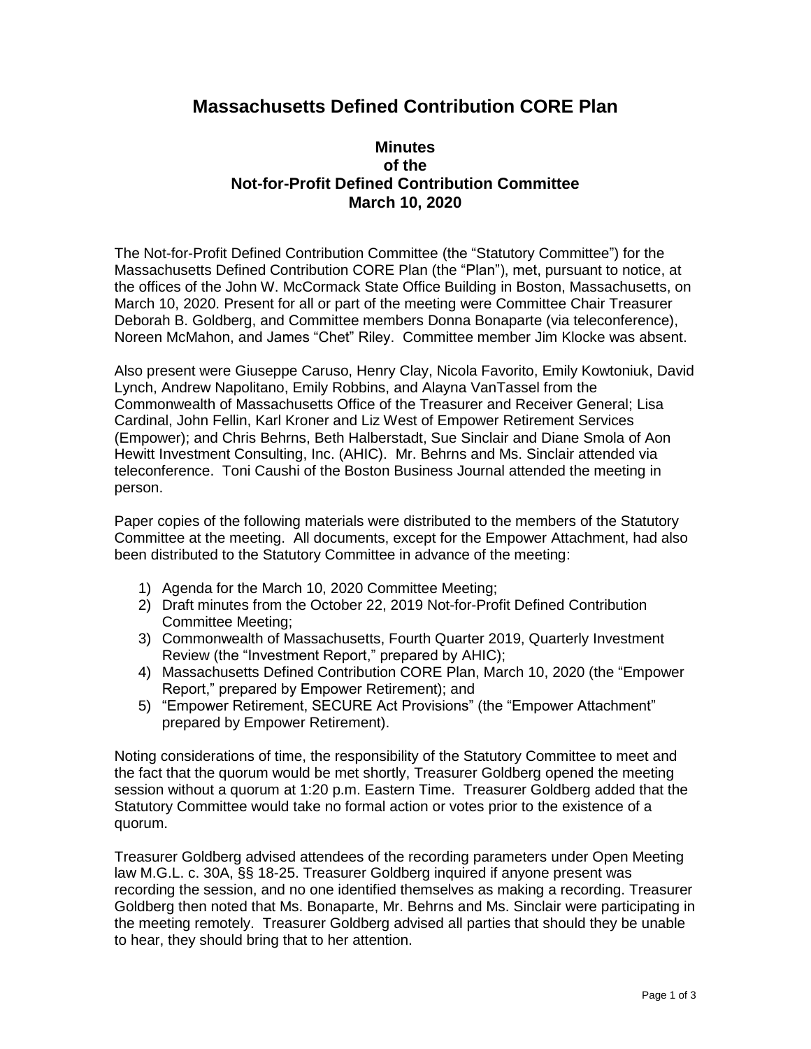# Massachusetts Defined Contribution CORE Plan

## Minutes of the Not-for-Profit Defined Contribution Committee March 10, 2020

The Not-for-Profit Defined Contribution Committee (the "Statutory Committee") for the Massachusetts Defined Contribution CORE Plan (the "Plan"), met, pursuant to notice, at the offices of the John W. McCormack State Office Building in Boston, Massachusetts, on March 10, 2020. Present for all or part of the meeting were Committee Chair Treasurer Deborah B. Goldberg, and Committee members Donna Bonaparte (via teleconference), Noreen McMahon, and James "Chet" Riley. Committee member Jim Klocke was absent.

Also present were Giuseppe Caruso, Henry Clay, Nicola Favorito, Emily Kowtoniuk, David Lynch, Andrew Napolitano, Emily Robbins, and Alayna VanTassel from the Commonwealth of Massachusetts Office of the Treasurer and Receiver General; Lisa Cardinal, John Fellin, Karl Kroner and Liz West of Empower Retirement Services (Empower); and Chris Behrns, Beth Halberstadt, Sue Sinclair and Diane Smola of Aon Hewitt Investment Consulting, Inc. (AHIC). Mr. Behrns and Ms. Sinclair attended via teleconference. Toni Caushi of the Boston Business Journal attended the meeting in person.

Paper copies of the following materials were distributed to the members of the Statutory Committee at the meeting. All documents, except for the Empower Attachment, had also been distributed to the Statutory Committee in advance of the meeting:

1) Agenda for the March 10, 2020 Committee Meeting;
2) Draft minutes from the October 22, 2019 Not-for-Profit Defined Contribution Committee Meeting;
3) Commonwealth of Massachusetts, Fourth Quarter 2019, Quarterly Investment Review (the "Investment Report," prepared by AHIC);
4) Massachusetts Defined Contribution CORE Plan, March 10, 2020 (the "Empower Report," prepared by Empower Retirement); and
5) "Empower Retirement, SECURE Act Provisions" (the "Empower Attachment" prepared by Empower Retirement).

Noting considerations of time, the responsibility of the Statutory Committee to meet and the fact that the quorum would be met shortly, Treasurer Goldberg opened the meeting session without a quorum at 1:20 p.m. Eastern Time. Treasurer Goldberg added that the Statutory Committee would take no formal action or votes prior to the existence of a quorum.

Treasurer Goldberg advised attendees of the recording parameters under Open Meeting law M.G.L. c. 30A, §§ 18-25. Treasurer Goldberg inquired if anyone present was recording the session, and no one identified themselves as making a recording. Treasurer Goldberg then noted that Ms. Bonaparte, Mr. Behrns and Ms. Sinclair were participating in the meeting remotely. Treasurer Goldberg advised all parties that should they be unable to hear, they should bring that to her attention.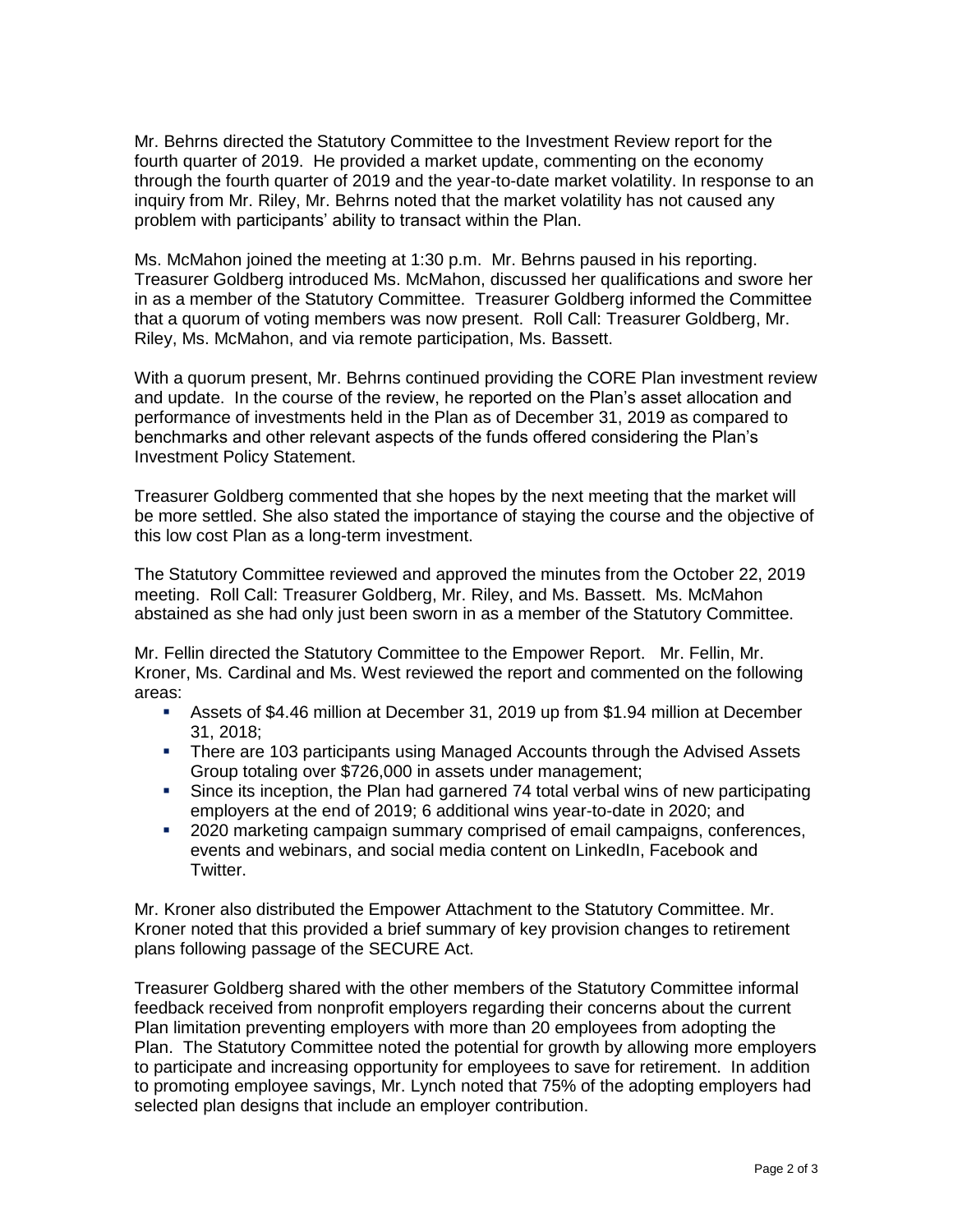Mr. Behrns directed the Statutory Committee to the Investment Review report for the fourth quarter of 2019. He provided a market update, commenting on the economy through the fourth quarter of 2019 and the year-to-date market volatility. In response to an inquiry from Mr. Riley, Mr. Behrns noted that the market volatility has not caused any problem with participants' ability to transact within the Plan.

Ms. McMahon joined the meeting at 1:30 p.m. Mr. Behrns paused in his reporting. Treasurer Goldberg introduced Ms. McMahon, discussed her qualifications and swore her in as a member of the Statutory Committee. Treasurer Goldberg informed the Committee that a quorum of voting members was now present. Roll Call: Treasurer Goldberg, Mr. Riley, Ms. McMahon, and via remote participation, Ms. Bassett.

With a quorum present, Mr. Behrns continued providing the CORE Plan investment review and update. In the course of the review, he reported on the Plan's asset allocation and performance of investments held in the Plan as of December 31, 2019 as compared to benchmarks and other relevant aspects of the funds offered considering the Plan's Investment Policy Statement.

Treasurer Goldberg commented that she hopes by the next meeting that the market will be more settled. She also stated the importance of staying the course and the objective of this low cost Plan as a long-term investment.

The Statutory Committee reviewed and approved the minutes from the October 22, 2019 meeting. Roll Call: Treasurer Goldberg, Mr. Riley, and Ms. Bassett. Ms. McMahon abstained as she had only just been sworn in as a member of the Statutory Committee.

Mr. Fellin directed the Statutory Committee to the Empower Report. Mr. Fellin, Mr. Kroner, Ms. Cardinal and Ms. West reviewed the report and commented on the following areas:

- Assets of $4.46 million at December 31, 2019 up from $1.94 million at December 31, 2018;
- There are 103 participants using Managed Accounts through the Advised Assets Group totaling over $726,000 in assets under management;
- Since its inception, the Plan had garnered 74 total verbal wins of new participating employers at the end of 2019; 6 additional wins year-to-date in 2020; and
- 2020 marketing campaign summary comprised of email campaigns, conferences, events and webinars, and social media content on LinkedIn, Facebook and Twitter.

Mr. Kroner also distributed the Empower Attachment to the Statutory Committee. Mr. Kroner noted that this provided a brief summary of key provision changes to retirement plans following passage of the SECURE Act.

Treasurer Goldberg shared with the other members of the Statutory Committee informal feedback received from nonprofit employers regarding their concerns about the current Plan limitation preventing employers with more than 20 employees from adopting the Plan. The Statutory Committee noted the potential for growth by allowing more employers to participate and increasing opportunity for employees to save for retirement. In addition to promoting employee savings, Mr. Lynch noted that 75% of the adopting employers had selected plan designs that include an employer contribution.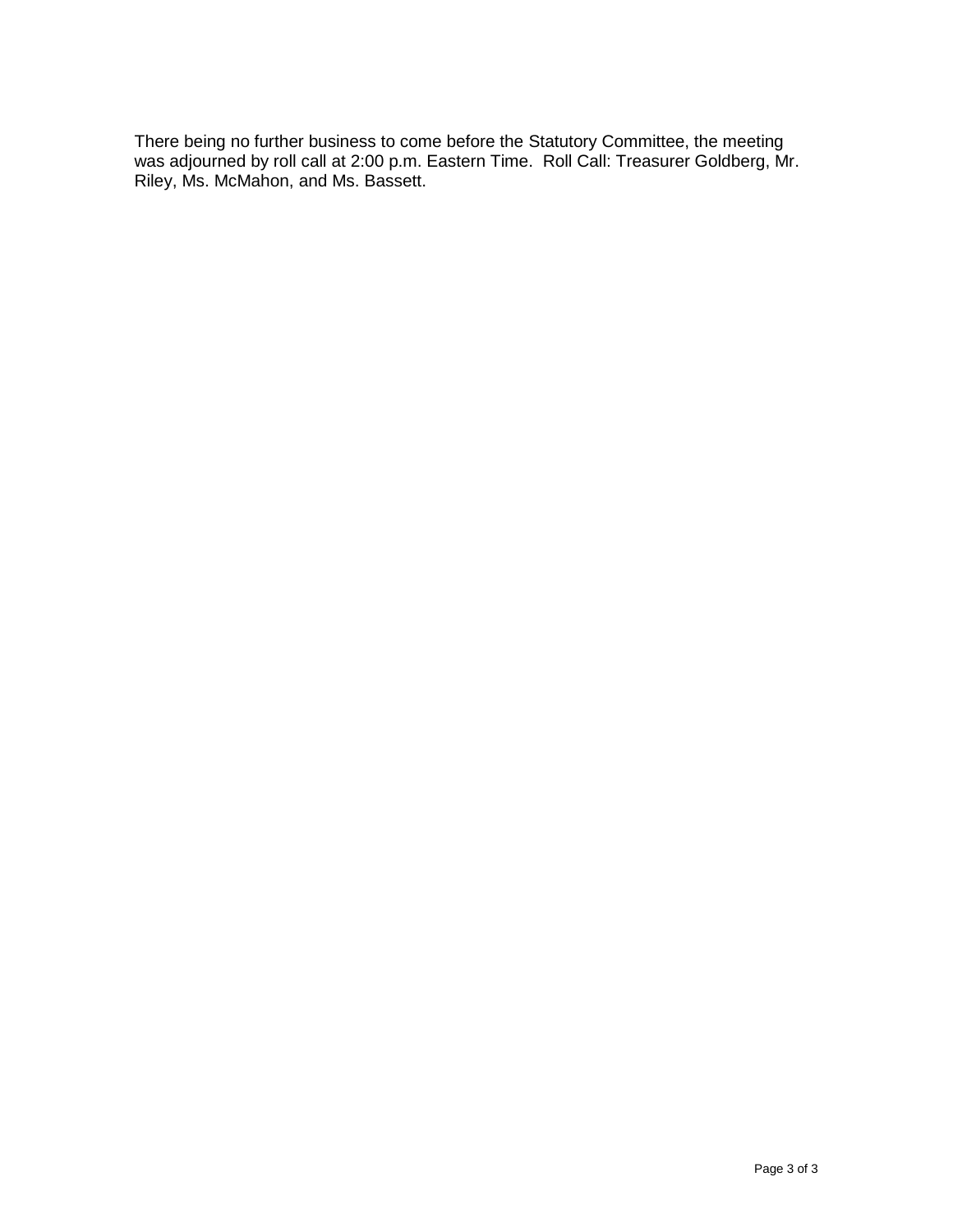There being no further business to come before the Statutory Committee, the meeting was adjourned by roll call at 2:00 p.m. Eastern Time. Roll Call: Treasurer Goldberg, Mr. Riley, Ms. McMahon, and Ms. Bassett.